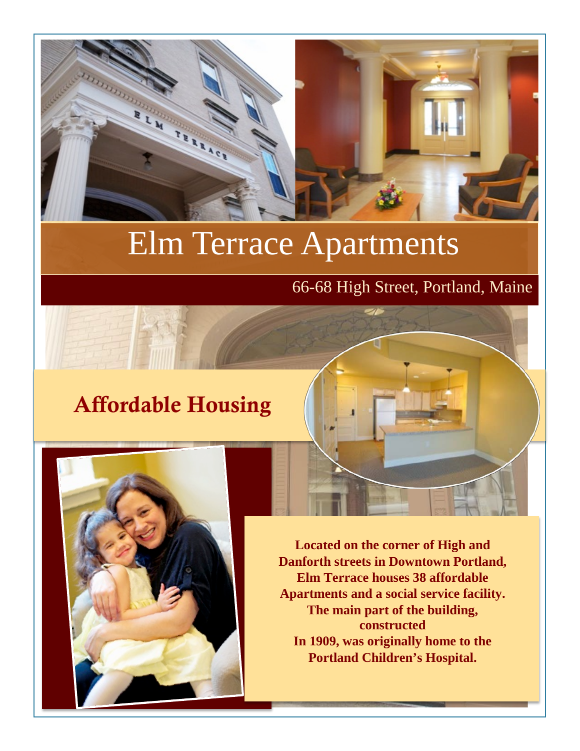# Elm Terrace Apartments

66-68 High Street, Portland, Maine

## Affordable Housing

**Located on the corner of High and Danforth streets in Downtown Portland, Elm Terrace houses 38 affordable Apartments and a social service facility. The main part of the building, constructed In 1909, was originally home to the Portland Children's Hospital.**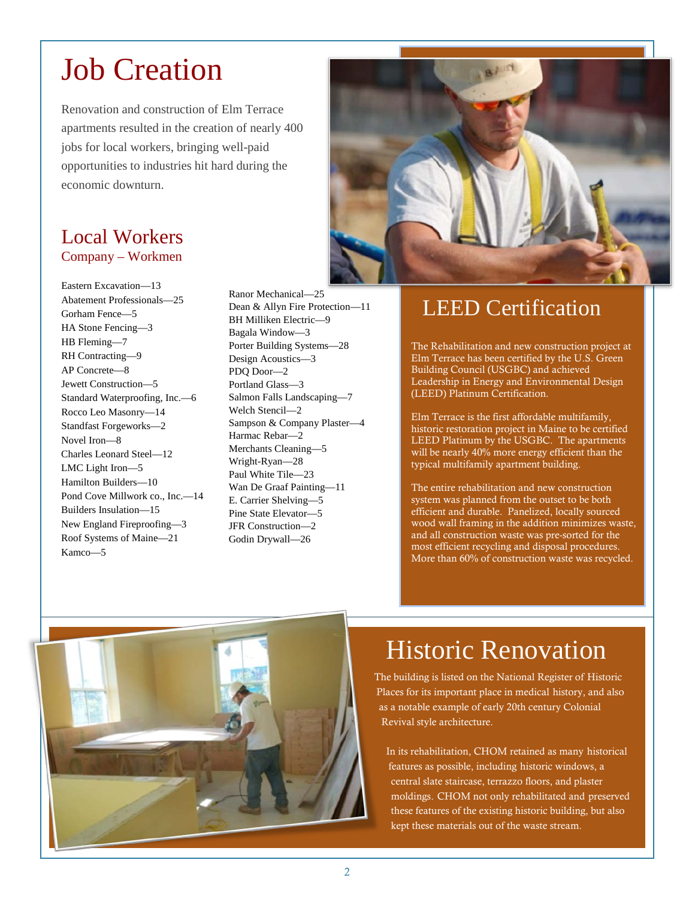# Job Creation

Renovation and construction of Elm Terrace apartments resulted in the creation of nearly 400 jobs for local workers, bringing well-paid opportunities to industries hit hard during the economic downturn.

## Local Workers

Company – Workmen

Eastern Excavation—13
Abatement Professionals—25
Gorham Fence—5
HA Stone Fencing—3
HB Fleming—7
RH Contracting—9
AP Concrete—8
Jewett Construction—5
Standard Waterproofing, Inc.—6
Rocco Leo Masonry—14
Standfast Forgeworks—2
Novel Iron—8
Charles Leonard Steel—12
LMC Light Iron—5
Hamilton Builders—10
Pond Cove Millwork co., Inc.—14
Builders Insulation—15
New England Fireproofing—3
Roof Systems of Maine—21
Kamco—5
Ranor Mechanical—25
Dean & Allyn Fire Protection—11
BH Milliken Electric—9
Bagala Window—3
Porter Building Systems—28
Design Acoustics—3
PDQ Door—2
Portland Glass—3
Salmon Falls Landscaping—7
Welch Stencil—2
Sampson & Company Plaster—4
Harmac Rebar—2
Merchants Cleaning—5
Wright-Ryan—28
Paul White Tile—23
Wan De Graaf Painting—11
E. Carrier Shelving—5
Pine State Elevator—5
JFR Construction—2
Godin Drywall—26

# LEED Certification

The Rehabilitation and new construction project at Elm Terrace has been certified by the U.S. Green Building Council (USGBC) and achieved Leadership in Energy and Environmental Design (LEED) Platinum Certification.

Elm Terrace is the first affordable multifamily, historic restoration project in Maine to be certified LEED Platinum by the USGBC. The apartments will be nearly 40% more energy efficient than the typical multifamily apartment building.

The entire rehabilitation and new construction system was planned from the outset to be both efficient and durable. Panelized, locally sourced wood wall framing in the addition minimizes waste, and all construction waste was pre-sorted for the most efficient recycling and disposal procedures. More than 60% of construction waste was recycled.

# Historic Renovation

The building is listed on the National Register of Historic Places for its important place in medical history, and also as a notable example of early 20th century Colonial Revival style architecture.

In its rehabilitation, CHOM retained as many historical features as possible, including historic windows, a central slate staircase, terrazzo floors, and plaster moldings. CHOM not only rehabilitated and preserved these features of the existing historic building, but also kept these materials out of the waste stream.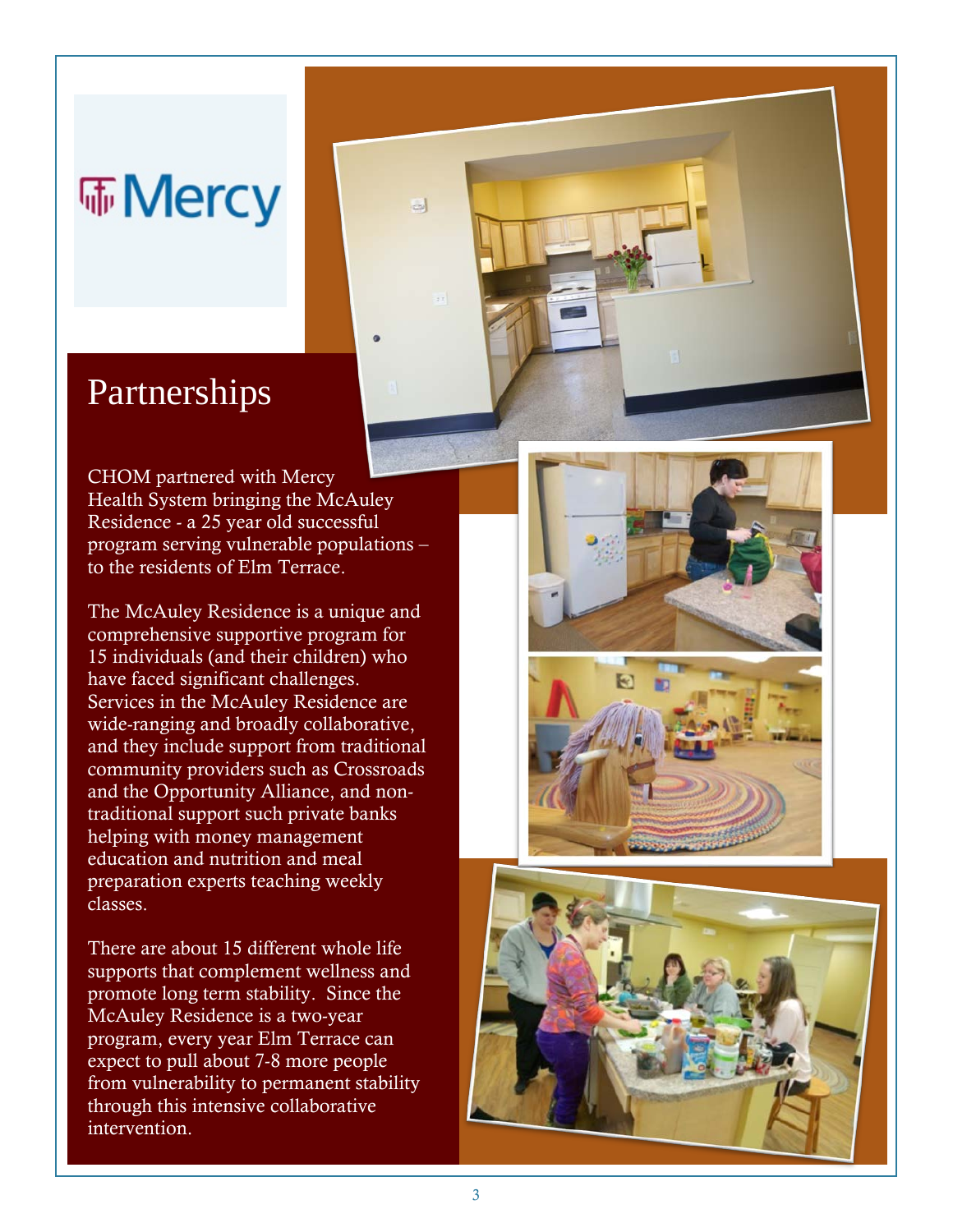Mercy

# Partnerships

CHOM partnered with Mercy Health System bringing the McAuley Residence - a 25 year old successful program serving vulnerable populations – to the residents of Elm Terrace.

The McAuley Residence is a unique and comprehensive supportive program for 15 individuals (and their children) who have faced significant challenges. Services in the McAuley Residence are wide-ranging and broadly collaborative, and they include support from traditional community providers such as Crossroads and the Opportunity Alliance, and non-traditional support such private banks helping with money management education and nutrition and meal preparation experts teaching weekly classes.

There are about 15 different whole life supports that complement wellness and promote long term stability. Since the McAuley Residence is a two-year program, every year Elm Terrace can expect to pull about 7-8 more people from vulnerability to permanent stability through this intensive collaborative intervention.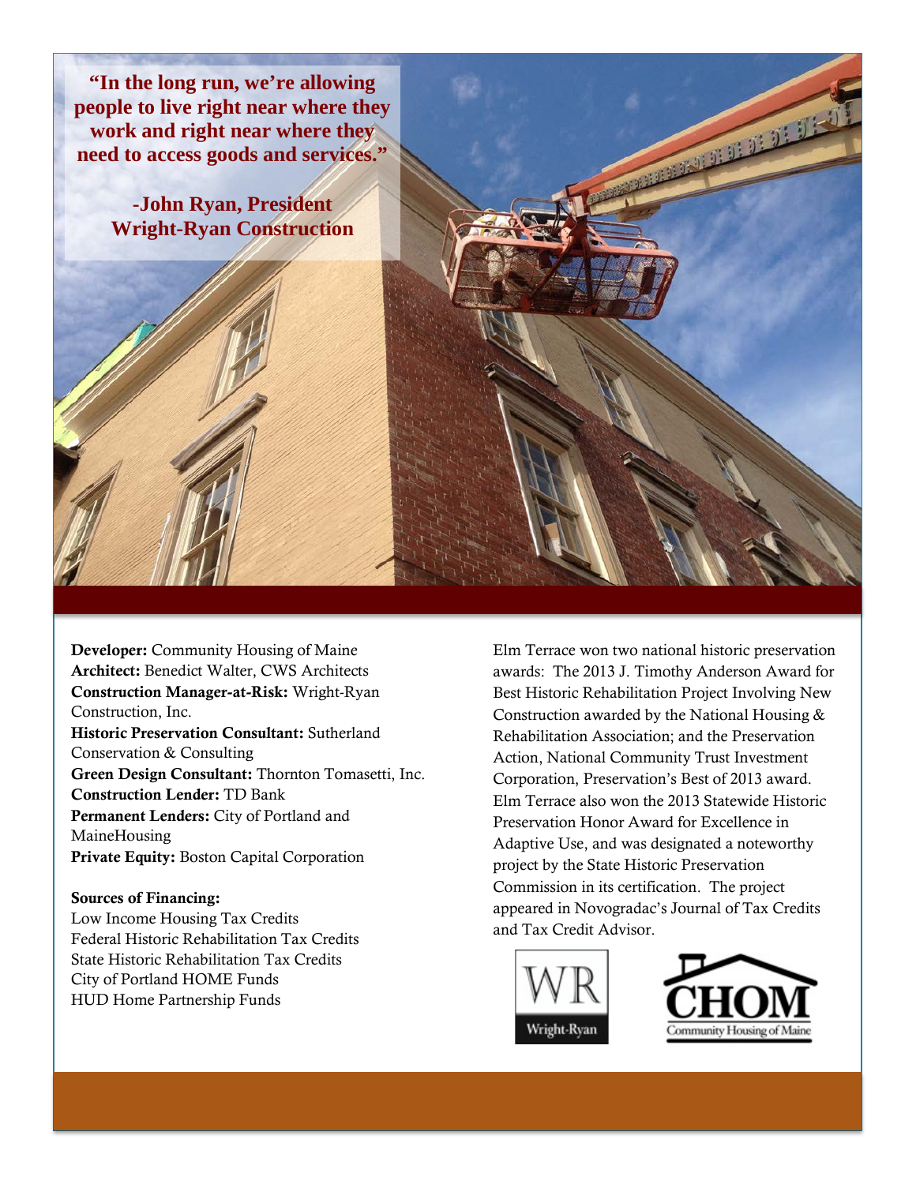**"In the long run, we're allowing people to live right near where they work and right near where they need to access goods and services."**

**-John Ryan, President Wright-Ryan Construction**

**Developer:** Community Housing of Maine
**Architect:** Benedict Walter, CWS Architects
**Construction Manager-at-Risk:** Wright-Ryan Construction, Inc.
**Historic Preservation Consultant:** Sutherland Conservation & Consulting
**Green Design Consultant:** Thornton Tomasetti, Inc.
**Construction Lender:** TD Bank
**Permanent Lenders:** City of Portland and MaineHousing
**Private Equity:** Boston Capital Corporation

**Sources of Financing:**
Low Income Housing Tax Credits
Federal Historic Rehabilitation Tax Credits
State Historic Rehabilitation Tax Credits
City of Portland HOME Funds
HUD Home Partnership Funds

Elm Terrace won two national historic preservation awards: The 2013 J. Timothy Anderson Award for Best Historic Rehabilitation Project Involving New Construction awarded by the National Housing & Rehabilitation Association; and the Preservation Action, National Community Trust Investment Corporation, Preservation's Best of 2013 award. Elm Terrace also won the 2013 Statewide Historic Preservation Honor Award for Excellence in Adaptive Use, and was designated a noteworthy project by the State Historic Preservation Commission in its certification. The project appeared in Novogradac's Journal of Tax Credits and Tax Credit Advisor.

WR Wright-Ryan

CHOM Community Housing of Maine